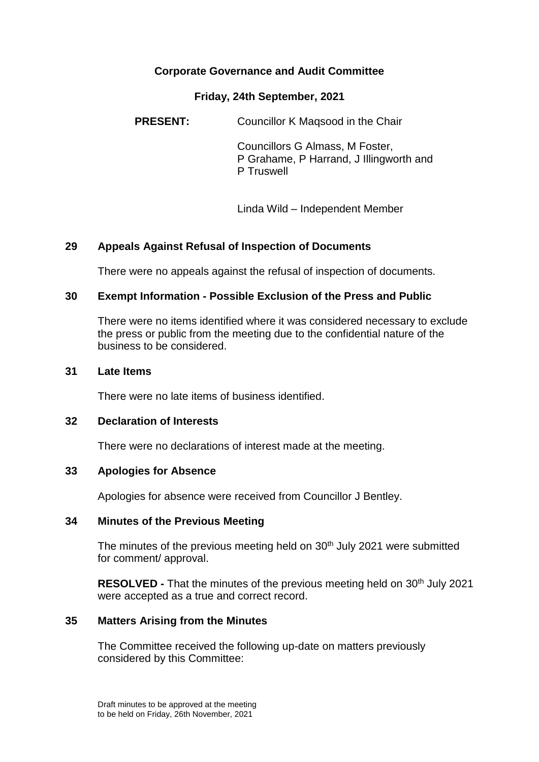# Corporate Governance and Audit Committee

## Friday, 24th September, 2021

**PRESENT:** Councillor K Maqsood in the Chair

Councillors G Almass, M Foster, P Grahame, P Harrand, J Illingworth and P Truswell

Linda Wild – Independent Member

### 29 Appeals Against Refusal of Inspection of Documents

There were no appeals against the refusal of inspection of documents.

### 30 Exempt Information - Possible Exclusion of the Press and Public

There were no items identified where it was considered necessary to exclude the press or public from the meeting due to the confidential nature of the business to be considered.

### 31 Late Items

There were no late items of business identified.

### 32 Declaration of Interests

There were no declarations of interest made at the meeting.

### 33 Apologies for Absence

Apologies for absence were received from Councillor J Bentley.

### 34 Minutes of the Previous Meeting

The minutes of the previous meeting held on 30th July 2021 were submitted for comment/ approval.

**RESOLVED -** That the minutes of the previous meeting held on 30th July 2021 were accepted as a true and correct record.

### 35 Matters Arising from the Minutes

The Committee received the following up-date on matters previously considered by this Committee: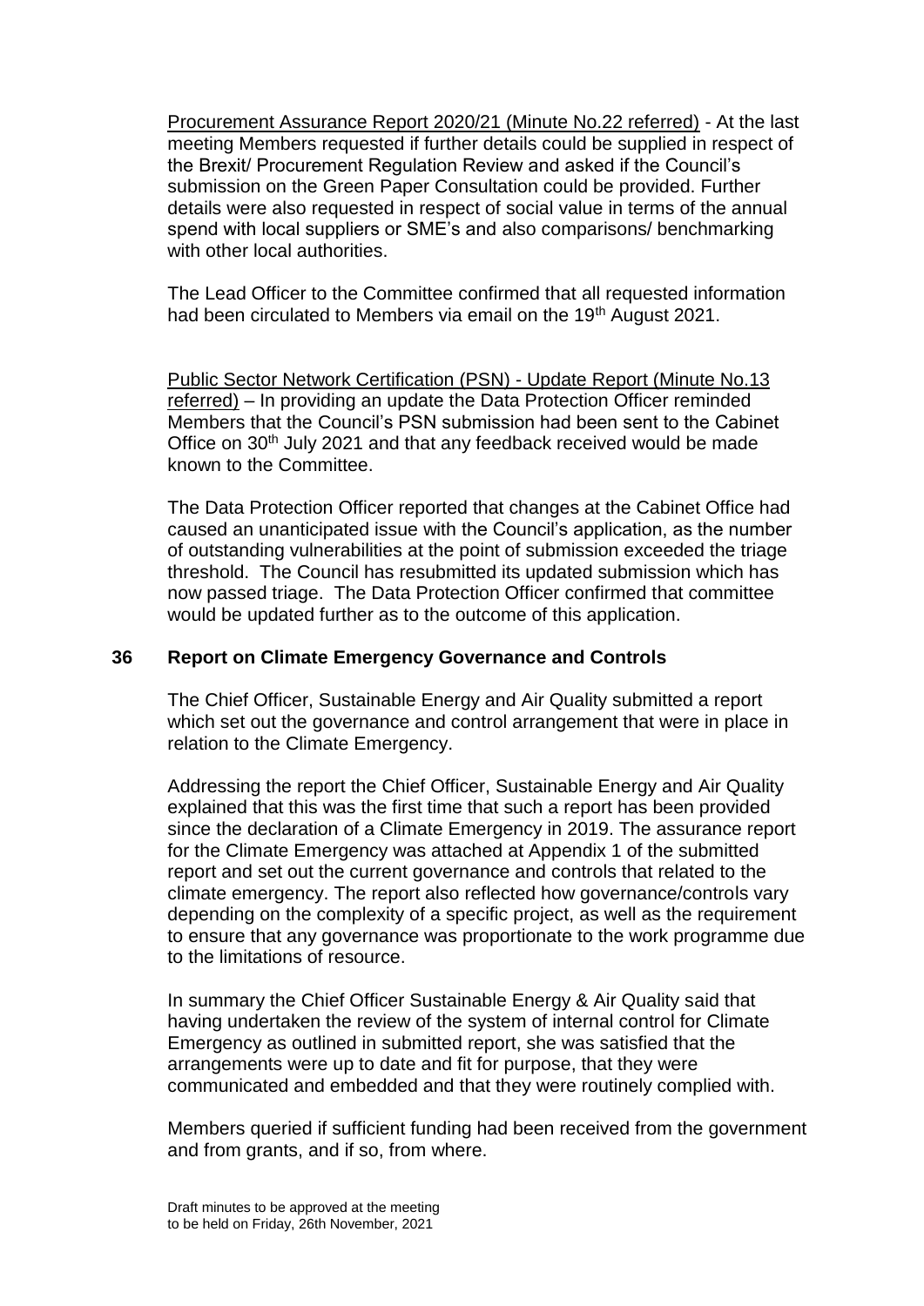Procurement Assurance Report 2020/21 (Minute No.22 referred) - At the last meeting Members requested if further details could be supplied in respect of the Brexit/ Procurement Regulation Review and asked if the Council's submission on the Green Paper Consultation could be provided. Further details were also requested in respect of social value in terms of the annual spend with local suppliers or SME's and also comparisons/ benchmarking with other local authorities.

The Lead Officer to the Committee confirmed that all requested information had been circulated to Members via email on the 19th August 2021.

Public Sector Network Certification (PSN) - Update Report (Minute No.13 referred) – In providing an update the Data Protection Officer reminded Members that the Council's PSN submission had been sent to the Cabinet Office on 30th July 2021 and that any feedback received would be made known to the Committee.

The Data Protection Officer reported that changes at the Cabinet Office had caused an unanticipated issue with the Council's application, as the number of outstanding vulnerabilities at the point of submission exceeded the triage threshold. The Council has resubmitted its updated submission which has now passed triage. The Data Protection Officer confirmed that committee would be updated further as to the outcome of this application.

## 36 Report on Climate Emergency Governance and Controls

The Chief Officer, Sustainable Energy and Air Quality submitted a report which set out the governance and control arrangement that were in place in relation to the Climate Emergency.

Addressing the report the Chief Officer, Sustainable Energy and Air Quality explained that this was the first time that such a report has been provided since the declaration of a Climate Emergency in 2019. The assurance report for the Climate Emergency was attached at Appendix 1 of the submitted report and set out the current governance and controls that related to the climate emergency. The report also reflected how governance/controls vary depending on the complexity of a specific project, as well as the requirement to ensure that any governance was proportionate to the work programme due to the limitations of resource.

In summary the Chief Officer Sustainable Energy & Air Quality said that having undertaken the review of the system of internal control for Climate Emergency as outlined in submitted report, she was satisfied that the arrangements were up to date and fit for purpose, that they were communicated and embedded and that they were routinely complied with.

Members queried if sufficient funding had been received from the government and from grants, and if so, from where.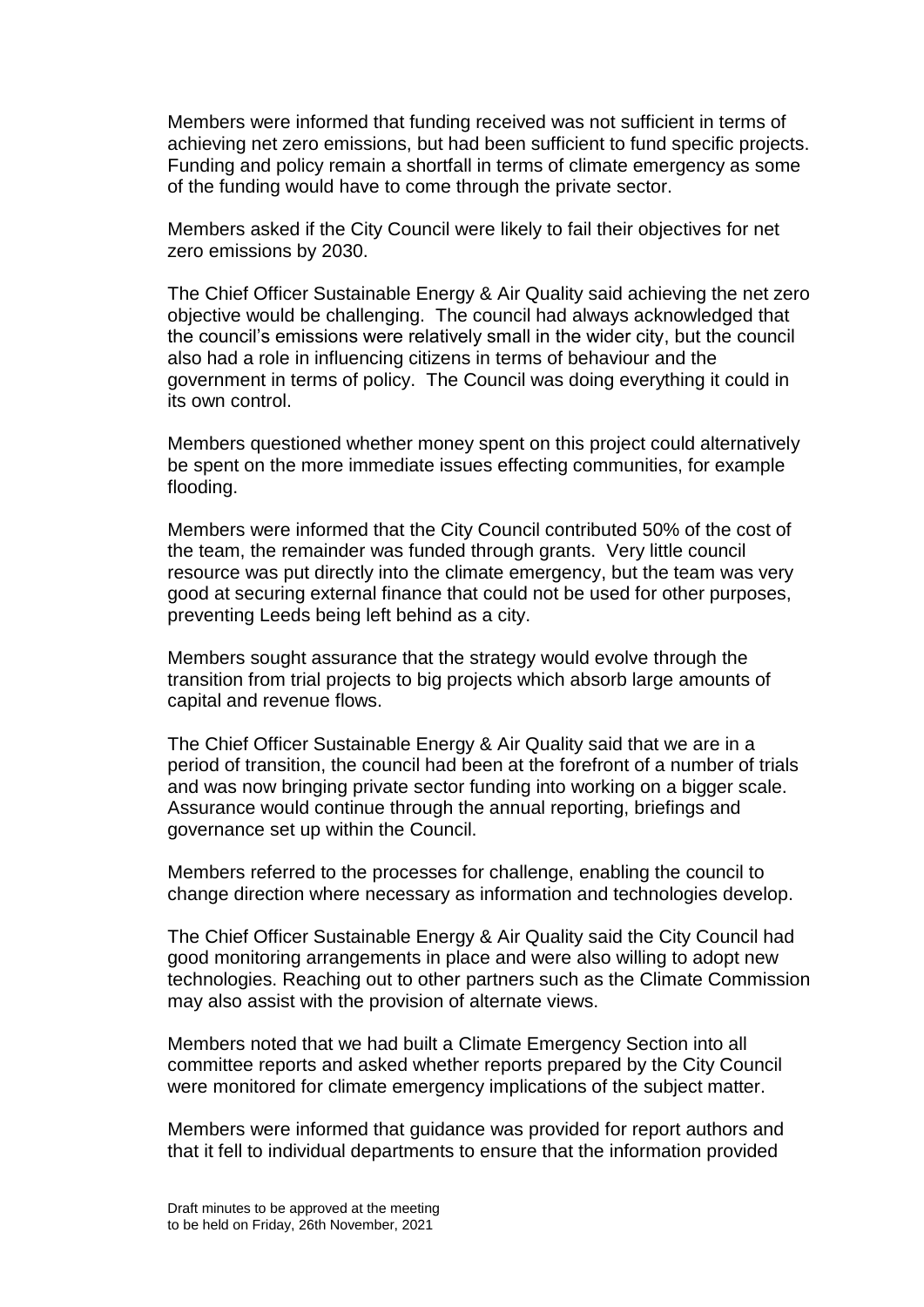Members were informed that funding received was not sufficient in terms of achieving net zero emissions, but had been sufficient to fund specific projects. Funding and policy remain a shortfall in terms of climate emergency as some of the funding would have to come through the private sector.

Members asked if the City Council were likely to fail their objectives for net zero emissions by 2030.

The Chief Officer Sustainable Energy & Air Quality said achieving the net zero objective would be challenging. The council had always acknowledged that the council's emissions were relatively small in the wider city, but the council also had a role in influencing citizens in terms of behaviour and the government in terms of policy. The Council was doing everything it could in its own control.

Members questioned whether money spent on this project could alternatively be spent on the more immediate issues effecting communities, for example flooding.

Members were informed that the City Council contributed 50% of the cost of the team, the remainder was funded through grants. Very little council resource was put directly into the climate emergency, but the team was very good at securing external finance that could not be used for other purposes, preventing Leeds being left behind as a city.

Members sought assurance that the strategy would evolve through the transition from trial projects to big projects which absorb large amounts of capital and revenue flows.

The Chief Officer Sustainable Energy & Air Quality said that we are in a period of transition, the council had been at the forefront of a number of trials and was now bringing private sector funding into working on a bigger scale. Assurance would continue through the annual reporting, briefings and governance set up within the Council.

Members referred to the processes for challenge, enabling the council to change direction where necessary as information and technologies develop.

The Chief Officer Sustainable Energy & Air Quality said the City Council had good monitoring arrangements in place and were also willing to adopt new technologies. Reaching out to other partners such as the Climate Commission may also assist with the provision of alternate views.

Members noted that we had built a Climate Emergency Section into all committee reports and asked whether reports prepared by the City Council were monitored for climate emergency implications of the subject matter.

Members were informed that guidance was provided for report authors and that it fell to individual departments to ensure that the information provided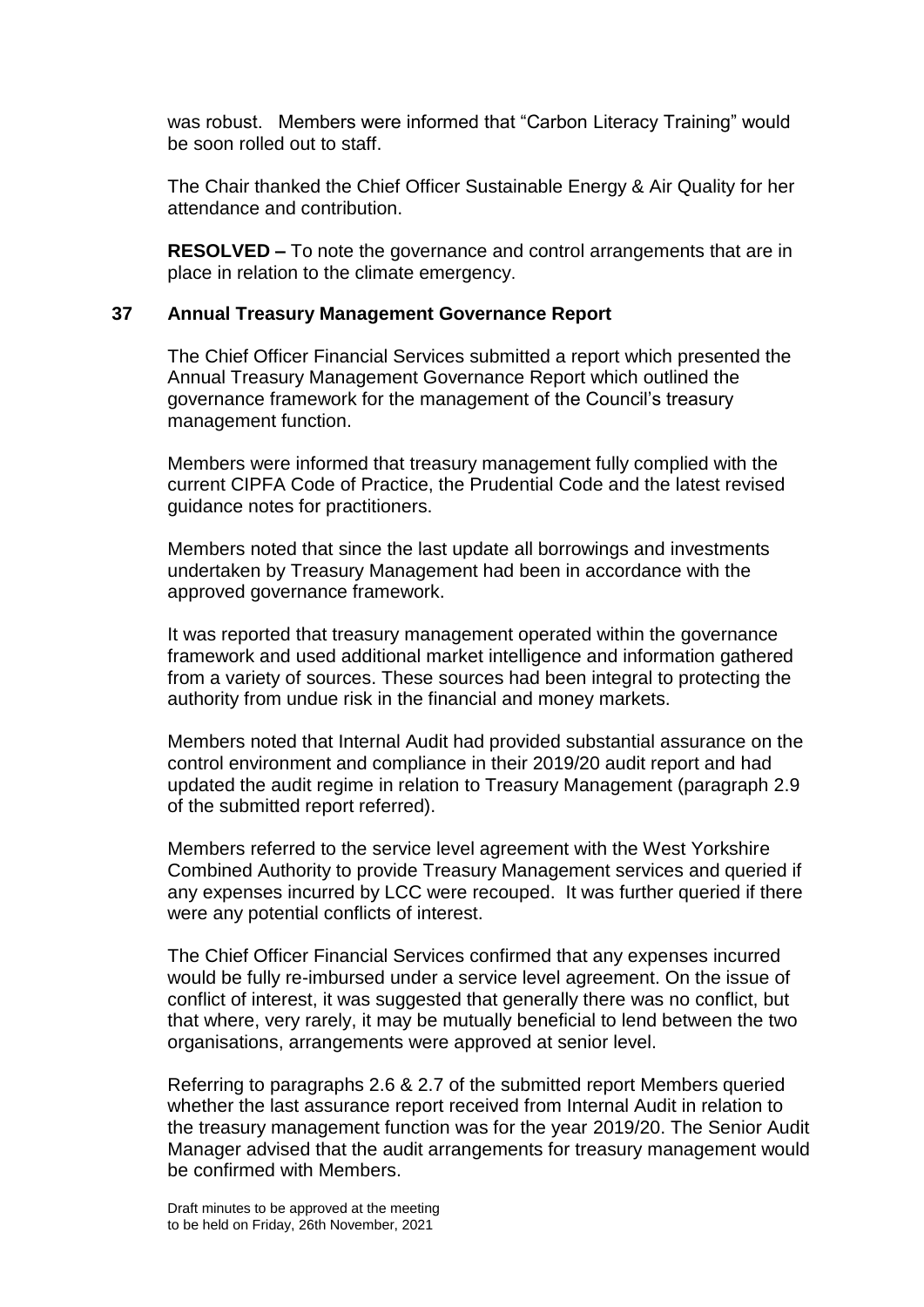was robust. Members were informed that "Carbon Literacy Training" would be soon rolled out to staff.

The Chair thanked the Chief Officer Sustainable Energy & Air Quality for her attendance and contribution.

**RESOLVED –** To note the governance and control arrangements that are in place in relation to the climate emergency.

## 37 Annual Treasury Management Governance Report

The Chief Officer Financial Services submitted a report which presented the Annual Treasury Management Governance Report which outlined the governance framework for the management of the Council's treasury management function.

Members were informed that treasury management fully complied with the current CIPFA Code of Practice, the Prudential Code and the latest revised guidance notes for practitioners.

Members noted that since the last update all borrowings and investments undertaken by Treasury Management had been in accordance with the approved governance framework.

It was reported that treasury management operated within the governance framework and used additional market intelligence and information gathered from a variety of sources. These sources had been integral to protecting the authority from undue risk in the financial and money markets.

Members noted that Internal Audit had provided substantial assurance on the control environment and compliance in their 2019/20 audit report and had updated the audit regime in relation to Treasury Management (paragraph 2.9 of the submitted report referred).

Members referred to the service level agreement with the West Yorkshire Combined Authority to provide Treasury Management services and queried if any expenses incurred by LCC were recouped. It was further queried if there were any potential conflicts of interest.

The Chief Officer Financial Services confirmed that any expenses incurred would be fully re-imbursed under a service level agreement. On the issue of conflict of interest, it was suggested that generally there was no conflict, but that where, very rarely, it may be mutually beneficial to lend between the two organisations, arrangements were approved at senior level.

Referring to paragraphs 2.6 & 2.7 of the submitted report Members queried whether the last assurance report received from Internal Audit in relation to the treasury management function was for the year 2019/20. The Senior Audit Manager advised that the audit arrangements for treasury management would be confirmed with Members.

Draft minutes to be approved at the meeting to be held on Friday, 26th November, 2021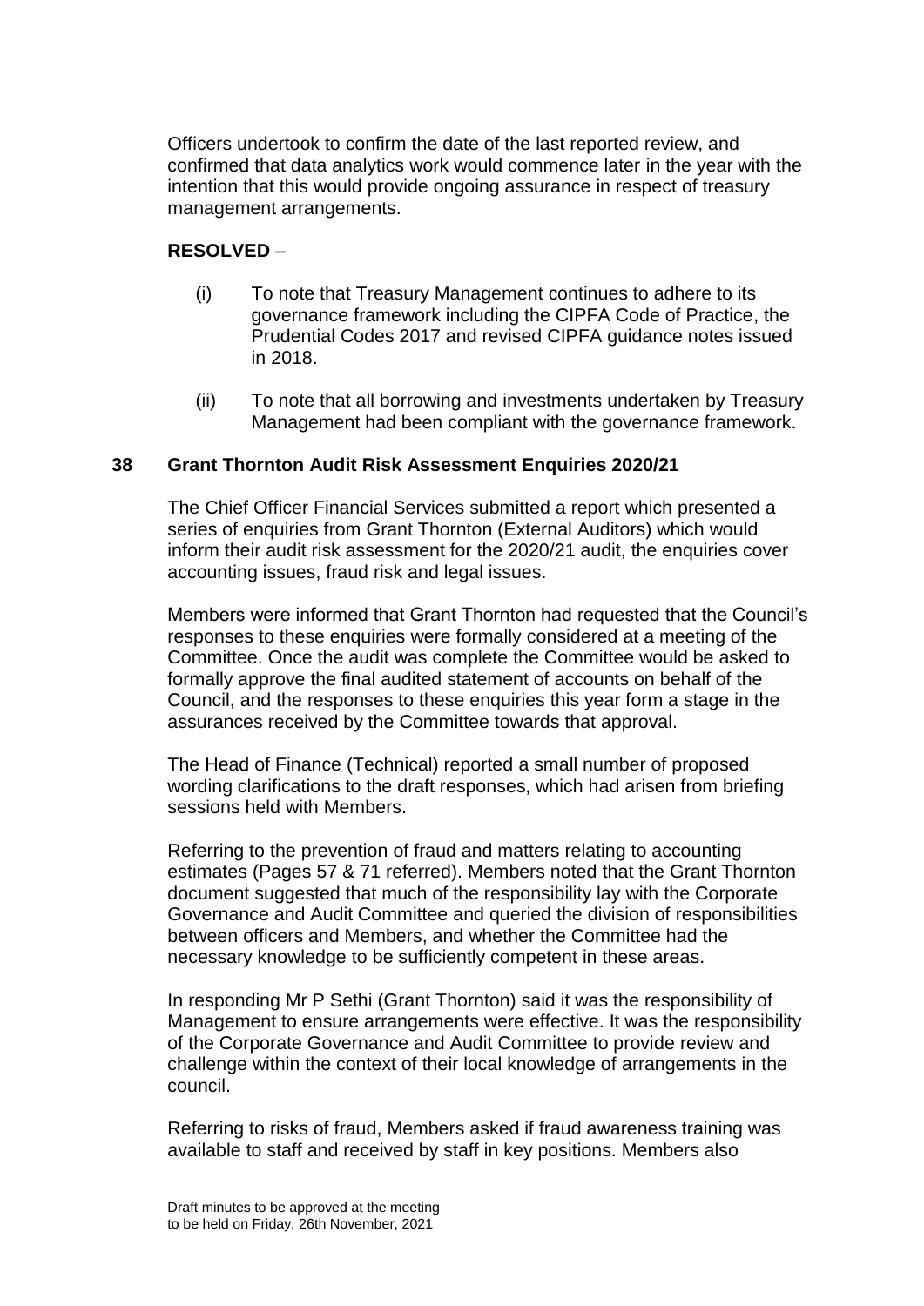Officers undertook to confirm the date of the last reported review, and confirmed that data analytics work would commence later in the year with the intention that this would provide ongoing assurance in respect of treasury management arrangements.

**RESOLVED** –

(i) To note that Treasury Management continues to adhere to its governance framework including the CIPFA Code of Practice, the Prudential Codes 2017 and revised CIPFA guidance notes issued in 2018.

(ii) To note that all borrowing and investments undertaken by Treasury Management had been compliant with the governance framework.

## 38 Grant Thornton Audit Risk Assessment Enquiries 2020/21

The Chief Officer Financial Services submitted a report which presented a series of enquiries from Grant Thornton (External Auditors) which would inform their audit risk assessment for the 2020/21 audit, the enquiries cover accounting issues, fraud risk and legal issues.

Members were informed that Grant Thornton had requested that the Council's responses to these enquiries were formally considered at a meeting of the Committee. Once the audit was complete the Committee would be asked to formally approve the final audited statement of accounts on behalf of the Council, and the responses to these enquiries this year form a stage in the assurances received by the Committee towards that approval.

The Head of Finance (Technical) reported a small number of proposed wording clarifications to the draft responses, which had arisen from briefing sessions held with Members.

Referring to the prevention of fraud and matters relating to accounting estimates (Pages 57 & 71 referred). Members noted that the Grant Thornton document suggested that much of the responsibility lay with the Corporate Governance and Audit Committee and queried the division of responsibilities between officers and Members, and whether the Committee had the necessary knowledge to be sufficiently competent in these areas.

In responding Mr P Sethi (Grant Thornton) said it was the responsibility of Management to ensure arrangements were effective. It was the responsibility of the Corporate Governance and Audit Committee to provide review and challenge within the context of their local knowledge of arrangements in the council.

Referring to risks of fraud, Members asked if fraud awareness training was available to staff and received by staff in key positions. Members also

Draft minutes to be approved at the meeting to be held on Friday, 26th November, 2021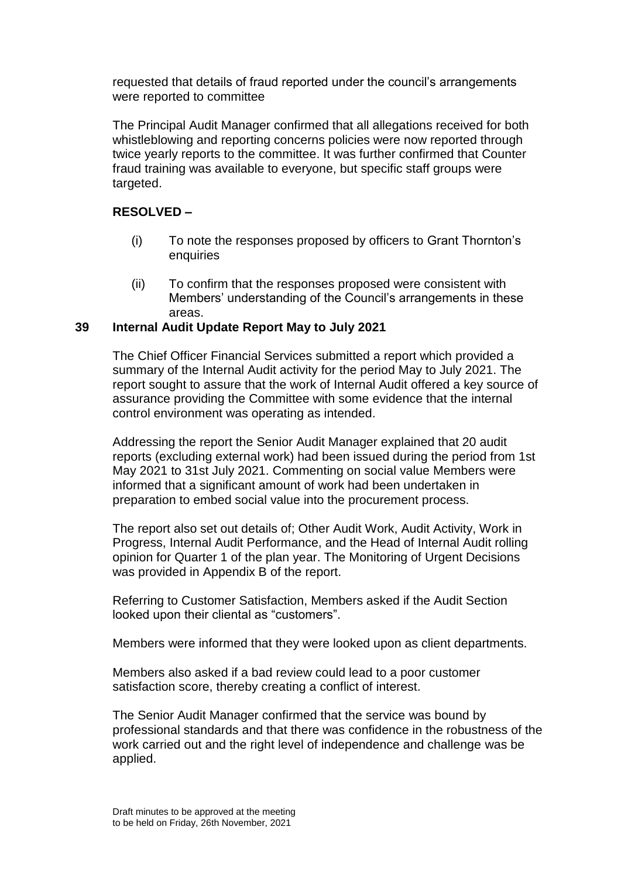requested that details of fraud reported under the council's arrangements were reported to committee

The Principal Audit Manager confirmed that all allegations received for both whistleblowing and reporting concerns policies were now reported through twice yearly reports to the committee. It was further confirmed that Counter fraud training was available to everyone, but specific staff groups were targeted.

**RESOLVED –**

(i) To note the responses proposed by officers to Grant Thornton's enquiries

(ii) To confirm that the responses proposed were consistent with Members' understanding of the Council's arrangements in these areas.

## 39 Internal Audit Update Report May to July 2021

The Chief Officer Financial Services submitted a report which provided a summary of the Internal Audit activity for the period May to July 2021. The report sought to assure that the work of Internal Audit offered a key source of assurance providing the Committee with some evidence that the internal control environment was operating as intended.

Addressing the report the Senior Audit Manager explained that 20 audit reports (excluding external work) had been issued during the period from 1st May 2021 to 31st July 2021. Commenting on social value Members were informed that a significant amount of work had been undertaken in preparation to embed social value into the procurement process.

The report also set out details of; Other Audit Work, Audit Activity, Work in Progress, Internal Audit Performance, and the Head of Internal Audit rolling opinion for Quarter 1 of the plan year. The Monitoring of Urgent Decisions was provided in Appendix B of the report.

Referring to Customer Satisfaction, Members asked if the Audit Section looked upon their cliental as "customers".

Members were informed that they were looked upon as client departments.

Members also asked if a bad review could lead to a poor customer satisfaction score, thereby creating a conflict of interest.

The Senior Audit Manager confirmed that the service was bound by professional standards and that there was confidence in the robustness of the work carried out and the right level of independence and challenge was be applied.

Draft minutes to be approved at the meeting
to be held on Friday, 26th November, 2021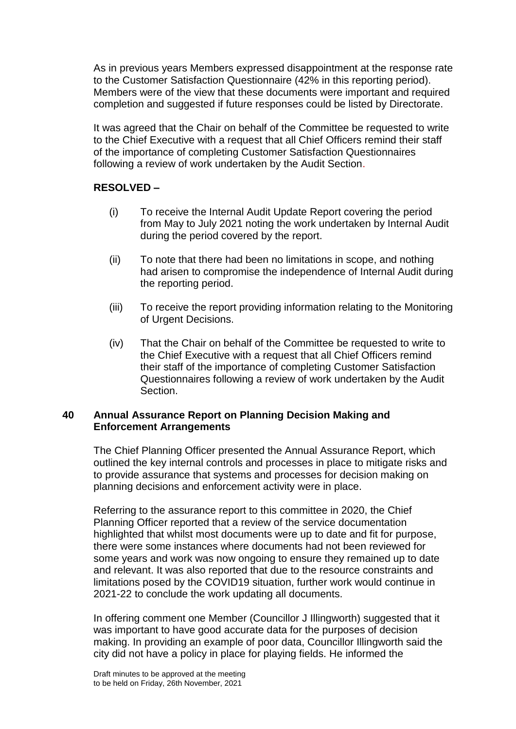As in previous years Members expressed disappointment at the response rate to the Customer Satisfaction Questionnaire (42% in this reporting period). Members were of the view that these documents were important and required completion and suggested if future responses could be listed by Directorate.

It was agreed that the Chair on behalf of the Committee be requested to write to the Chief Executive with a request that all Chief Officers remind their staff of the importance of completing Customer Satisfaction Questionnaires following a review of work undertaken by the Audit Section.

**RESOLVED –**

(i) To receive the Internal Audit Update Report covering the period from May to July 2021 noting the work undertaken by Internal Audit during the period covered by the report.

(ii) To note that there had been no limitations in scope, and nothing had arisen to compromise the independence of Internal Audit during the reporting period.

(iii) To receive the report providing information relating to the Monitoring of Urgent Decisions.

(iv) That the Chair on behalf of the Committee be requested to write to the Chief Executive with a request that all Chief Officers remind their staff of the importance of completing Customer Satisfaction Questionnaires following a review of work undertaken by the Audit Section.

## 40 Annual Assurance Report on Planning Decision Making and Enforcement Arrangements

The Chief Planning Officer presented the Annual Assurance Report, which outlined the key internal controls and processes in place to mitigate risks and to provide assurance that systems and processes for decision making on planning decisions and enforcement activity were in place.

Referring to the assurance report to this committee in 2020, the Chief Planning Officer reported that a review of the service documentation highlighted that whilst most documents were up to date and fit for purpose, there were some instances where documents had not been reviewed for some years and work was now ongoing to ensure they remained up to date and relevant. It was also reported that due to the resource constraints and limitations posed by the COVID19 situation, further work would continue in 2021-22 to conclude the work updating all documents.

In offering comment one Member (Councillor J Illingworth) suggested that it was important to have good accurate data for the purposes of decision making. In providing an example of poor data, Councillor Illingworth said the city did not have a policy in place for playing fields. He informed the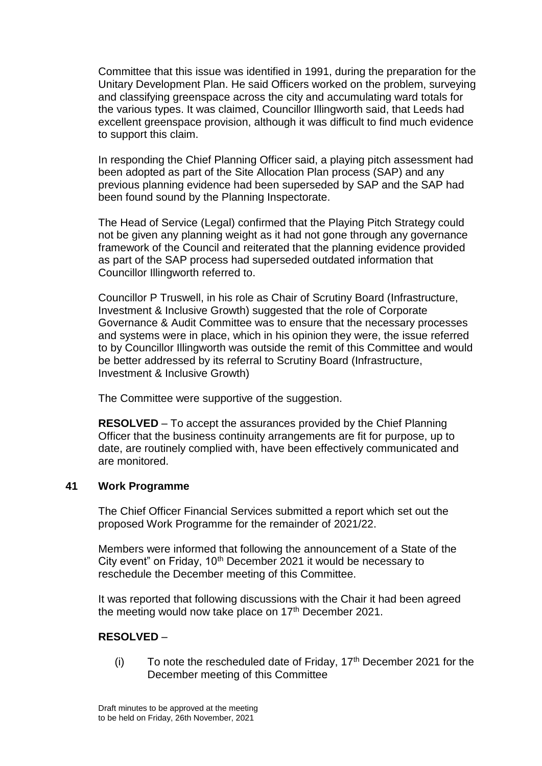Committee that this issue was identified in 1991, during the preparation for the Unitary Development Plan. He said Officers worked on the problem, surveying and classifying greenspace across the city and accumulating ward totals for the various types. It was claimed, Councillor Illingworth said, that Leeds had excellent greenspace provision, although it was difficult to find much evidence to support this claim.

In responding the Chief Planning Officer said, a playing pitch assessment had been adopted as part of the Site Allocation Plan process (SAP) and any previous planning evidence had been superseded by SAP and the SAP had been found sound by the Planning Inspectorate.

The Head of Service (Legal) confirmed that the Playing Pitch Strategy could not be given any planning weight as it had not gone through any governance framework of the Council and reiterated that the planning evidence provided as part of the SAP process had superseded outdated information that Councillor Illingworth referred to.

Councillor P Truswell, in his role as Chair of Scrutiny Board (Infrastructure, Investment & Inclusive Growth) suggested that the role of Corporate Governance & Audit Committee was to ensure that the necessary processes and systems were in place, which in his opinion they were, the issue referred to by Councillor Illingworth was outside the remit of this Committee and would be better addressed by its referral to Scrutiny Board (Infrastructure, Investment & Inclusive Growth)

The Committee were supportive of the suggestion.

**RESOLVED** – To accept the assurances provided by the Chief Planning Officer that the business continuity arrangements are fit for purpose, up to date, are routinely complied with, have been effectively communicated and are monitored.

## 41 Work Programme

The Chief Officer Financial Services submitted a report which set out the proposed Work Programme for the remainder of 2021/22.

Members were informed that following the announcement of a State of the City event" on Friday, 10th December 2021 it would be necessary to reschedule the December meeting of this Committee.

It was reported that following discussions with the Chair it had been agreed the meeting would now take place on 17th December 2021.

**RESOLVED** –

(i) To note the rescheduled date of Friday, 17th December 2021 for the December meeting of this Committee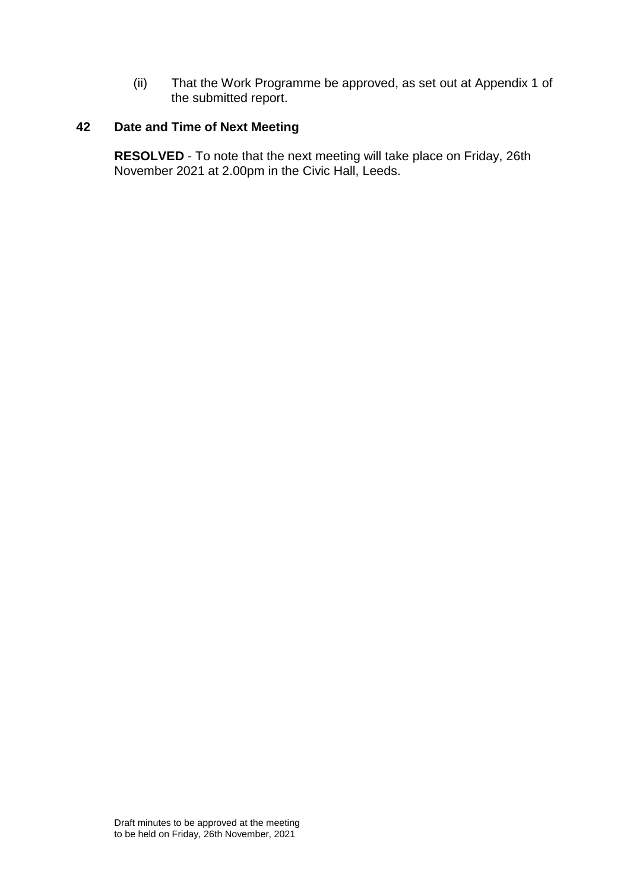(ii) That the Work Programme be approved, as set out at Appendix 1 of the submitted report.

## 42 Date and Time of Next Meeting

**RESOLVED** - To note that the next meeting will take place on Friday, 26th November 2021 at 2.00pm in the Civic Hall, Leeds.